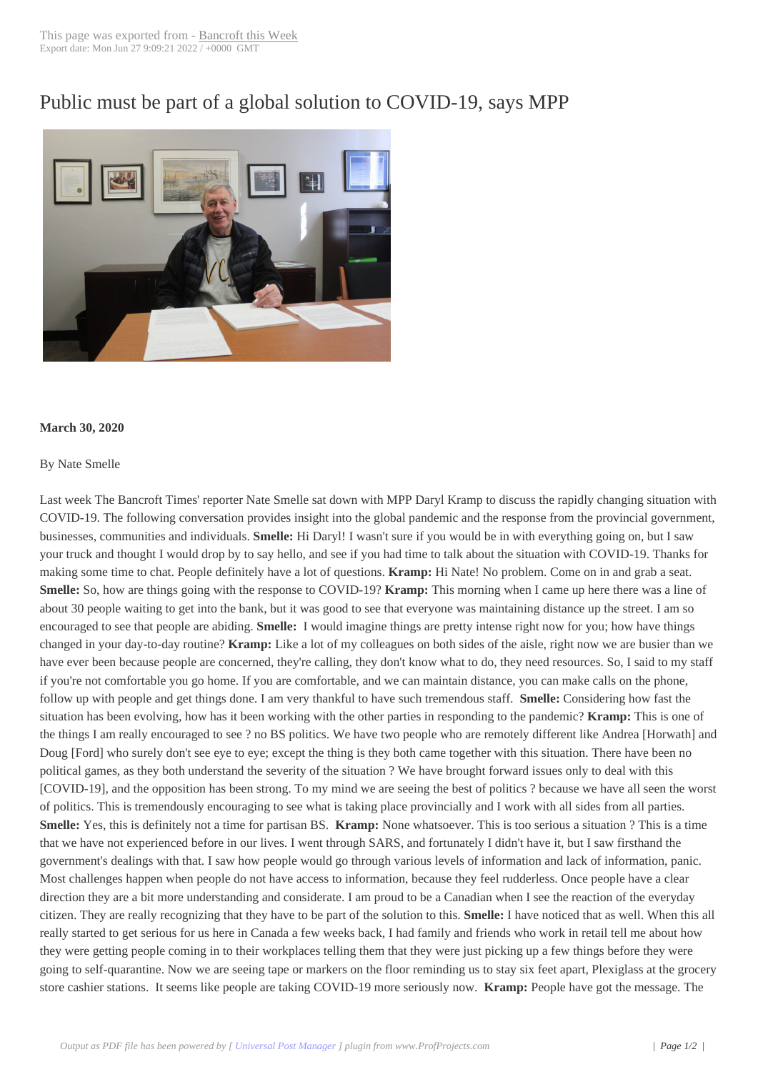# Public must be part of a global solution to COVID-19, says MPP

**March 30, 2020**

By Nate Smelle

Last week The Bancroft Times' reporter Nate Smelle sat down with MPP Daryl Kramp to discuss the rapidly changing situation with COVID-19. The following conversation provides insight into the global pandemic and the response from the provincial government, businesses, communities and individuals. **Smelle:** Hi Daryl! I wasn't sure if you would be in with everything going on, but I saw your truck and thought I would drop by to say hello, and see if you had time to talk about the situation with COVID-19. Thanks for making some time to chat. People definitely have a lot of questions. **Kramp:** Hi Nate! No problem. Come on in and grab a seat. **Smelle:** So, how are things going with the response to COVID-19? **Kramp:** This morning when I came up here there was a line of about 30 people waiting to get into the bank, but it was good to see that everyone was maintaining distance up the street. I am so encouraged to see that people are abiding. **Smelle:** I would imagine things are pretty intense right now for you; how have things changed in your day-to-day routine? **Kramp:** Like a lot of my colleagues on both sides of the aisle, right now we are busier than we have ever been because people are concerned, they're calling, they don't know what to do, they need resources. So, I said to my staff if you're not comfortable you go home. If you are comfortable, and we can maintain distance, you can make calls on the phone, follow up with people and get things done. I am very thankful to have such tremendous staff. **Smelle:** Considering how fast the situation has been evolving, how has it been working with the other parties in responding to the pandemic? **Kramp:** This is one of the things I am really encouraged to see ? no BS politics. We have two people who are remotely different like Andrea [Horwath] and Doug [Ford] who surely don't see eye to eye; except the thing is they both came together with this situation. There have been no political games, as they both understand the severity of the situation ? We have brought forward issues only to deal with this [COVID-19], and the opposition has been strong. To my mind we are seeing the best of politics ? because we have all seen the worst of politics. This is tremendously encouraging to see what is taking place provincially and I work with all sides from all parties. **Smelle:** Yes, this is definitely not a time for partisan BS. **Kramp:** None whatsoever. This is too serious a situation ? This is a time that we have not experienced before in our lives. I went through SARS, and fortunately I didn't have it, but I saw firsthand the government's dealings with that. I saw how people would go through various levels of information and lack of information, panic. Most challenges happen when people do not have access to information, because they feel rudderless. Once people have a clear direction they are a bit more understanding and considerate. I am proud to be a Canadian when I see the reaction of the everyday citizen. They are really recognizing that they have to be part of the solution to this. **Smelle:** I have noticed that as well. When this all really started to get serious for us here in Canada a few weeks back, I had family and friends who work in retail tell me about how they were getting people coming in to their workplaces telling them that they were just picking up a few things before they were going to self-quarantine. Now we are seeing tape or markers on the floor reminding us to stay six feet apart, Plexiglass at the grocery store cashier stations. It seems like people are taking COVID-19 more seriously now. **Kramp:** People have got the message. The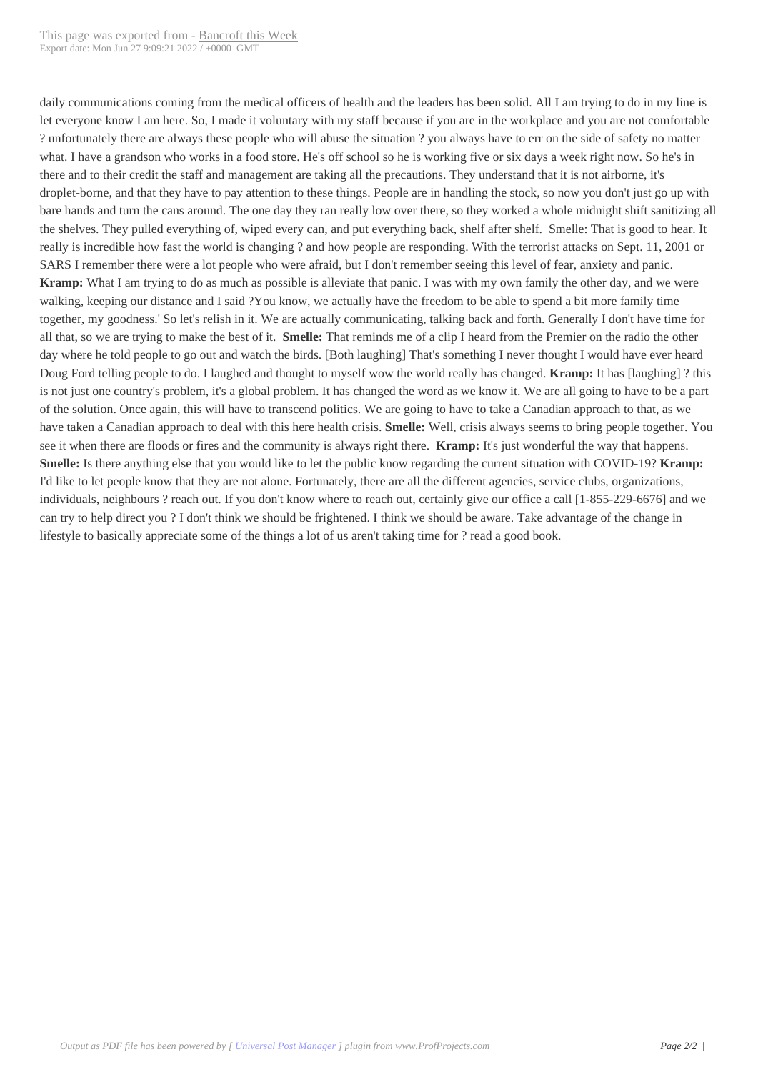daily communications coming from the medical officers of health and the leaders has been solid. All I am trying to do in my line is let everyone know I am here. So, I made it voluntary with my staff because if you are in the workplace and you are not comfortable ? unfortunately there are always these people who will abuse the situation ? you always have to err on the side of safety no matter what. I have a grandson who works in a food store. He's off school so he is working five or six days a week right now. So he's in there and to their credit the staff and management are taking all the precautions. They understand that it is not airborne, it's droplet-borne, and that they have to pay attention to these things. People are in handling the stock, so now you don't just go up with bare hands and turn the cans around. The one day they ran really low over there, so they worked a whole midnight shift sanitizing all the shelves. They pulled everything of, wiped every can, and put everything back, shelf after shelf. Smelle: That is good to hear. It really is incredible how fast the world is changing ? and how people are responding. With the terrorist attacks on Sept. 11, 2001 or SARS I remember there were a lot people who were afraid, but I don't remember seeing this level of fear, anxiety and panic. **Kramp:** What I am trying to do as much as possible is alleviate that panic. I was with my own family the other day, and we were walking, keeping our distance and I said ?You know, we actually have the freedom to be able to spend a bit more family time together, my goodness.' So let's relish in it. We are actually communicating, talking back and forth. Generally I don't have time for all that, so we are trying to make the best of it. **Smelle:** That reminds me of a clip I heard from the Premier on the radio the other day where he told people to go out and watch the birds. [Both laughing] That's something I never thought I would have ever heard Doug Ford telling people to do. I laughed and thought to myself wow the world really has changed. **Kramp:** It has [laughing] ? this is not just one country's problem, it's a global problem. It has changed the word as we know it. We are all going to have to be a part of the solution. Once again, this will have to transcend politics. We are going to have to take a Canadian approach to that, as we have taken a Canadian approach to deal with this here health crisis. **Smelle:** Well, crisis always seems to bring people together. You see it when there are floods or fires and the community is always right there. **Kramp:** It's just wonderful the way that happens. **Smelle:** Is there anything else that you would like to let the public know regarding the current situation with COVID-19? **Kramp:** I'd like to let people know that they are not alone. Fortunately, there are all the different agencies, service clubs, organizations, individuals, neighbours ? reach out. If you don't know where to reach out, certainly give our office a call [1-855-229-6676] and we can try to help direct you ? I don't think we should be frightened. I think we should be aware. Take advantage of the change in lifestyle to basically appreciate some of the things a lot of us aren't taking time for ? read a good book.